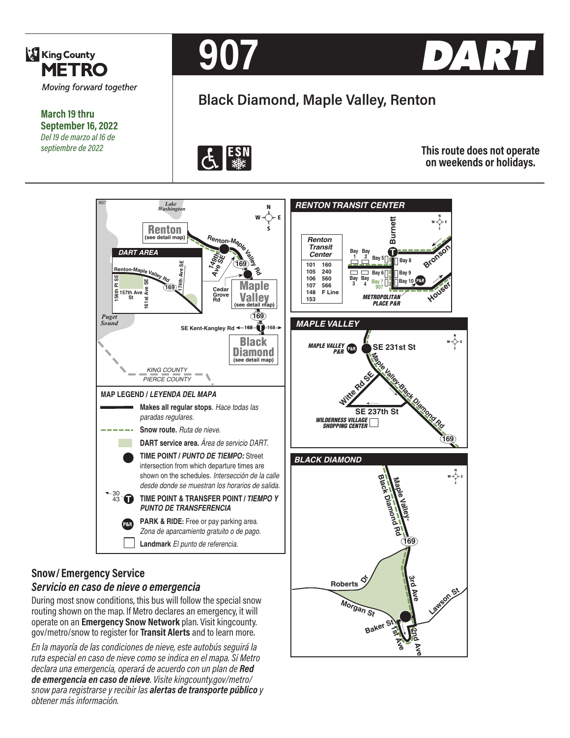King County METRO

*Moving forward together*

**March 19 thru September 16, 2022**

*Del 19 de marzo al 16 de septiembre de 2022*

# 907 DART

## Black Diamond, Maple Valley, Renton

**This route does not operate on weekends or holidays.**

### RENTON TRANSIT CENTER

| Renton Transit Center | |
|---|---|
| 101 | 160 |
| 105 | 240 |
| 106 | 560 |
| 107 | 566 |
| 148 | F Line |
| 153 | |

Bay 7: 907

METROPOLITAN PLACE P&R

### MAPLE VALLEY

MAPLE VALLEY P&R — SE 231st St

WILDERNESS VILLAGE SHOPPING CENTER

### BLACK DIAMOND

### MAP LEGEND / *LEYENDA DEL MAPA*

- **Makes all regular stops**. *Hace todas las paradas regulares.*
- **Snow route.** *Ruta de nieve.*
- **DART service area.** *Área de servicio DART.*
- **TIME POINT /** ***PUNTO DE TIEMPO:*** Street intersection from which departure times are shown on the schedules. *Intersección de la calle desde donde se muestran los horarios de salida.*
- **TIME POINT & TRANSFER POINT /** ***TIEMPO Y PUNTO DE TRANSFERENCIA***
- **PARK & RIDE:** Free or pay parking area. *Zona de aparcamiento gratuito o de pago.*
- **Landmark** *El punto de referencia.*

## Snow/ Emergency Service

## *Servicio en caso de nieve o emergencia*

During most snow conditions, this bus will follow the special snow routing shown on the map. If Metro declares an emergency, it will operate on an **Emergency Snow Network** plan. Visit kingcounty.gov/metro/snow to register for **Transit Alerts** and to learn more.

*En la mayoría de las condiciones de nieve, este autobús seguirá la ruta especial en caso de nieve como se indica en el mapa. Si Metro declara una emergencia, operará de acuerdo con un plan de* ***Red de emergencia en caso de nieve****. Visite kingcounty.gov/metro/snow para registrarse y recibir las* ***alertas de transporte público*** *y obtener más información.*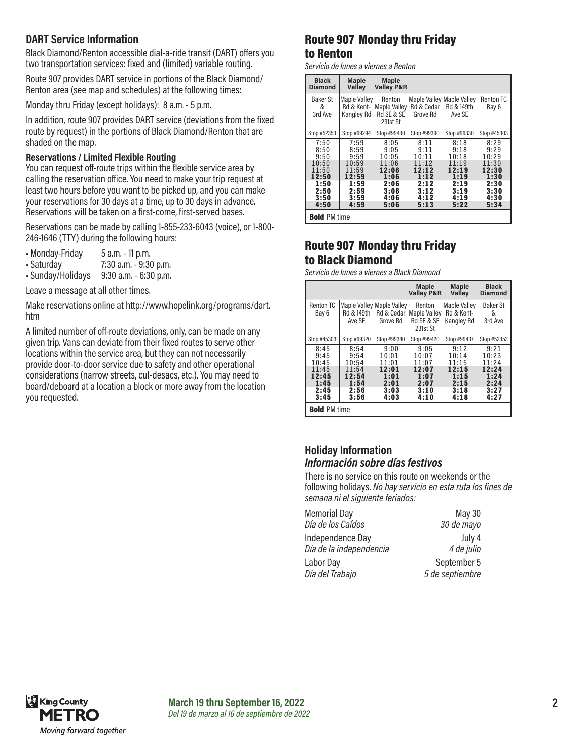## DART Service Information

Black Diamond/Renton accessible dial-a-ride transit (DART) offers you two transportation services: fixed and (limited) variable routing.

Route 907 provides DART service in portions of the Black Diamond/ Renton area (see map and schedules) at the following times:

Monday thru Friday (except holidays): 8 a.m. - 5 p.m.

In addition, route 907 provides DART service (deviations from the fixed route by request) in the portions of Black Diamond/Renton that are shaded on the map.

### Reservations / Limited Flexible Routing

You can request off-route trips within the flexible service area by calling the reservation office. You need to make your trip request at least two hours before you want to be picked up, and you can make your reservations for 30 days at a time, up to 30 days in advance. Reservations will be taken on a first-come, first-served bases.

Reservations can be made by calling 1-855-233-6043 (voice), or 1-800-246-1646 (TTY) during the following hours:

- Monday-Friday 5 a.m. - 11 p.m.
- Saturday 7:30 a.m. - 9:30 p.m.
- Sunday/Holidays 9:30 a.m. - 6:30 p.m.

Leave a message at all other times.

Make reservations online at http://www.hopelink.org/programs/dart.htm

A limited number of off-route deviations, only, can be made on any given trip. Vans can deviate from their fixed routes to serve other locations within the service area, but they can not necessarily provide door-to-door service due to safety and other operational considerations (narrow streets, cul-desacs, etc.). You may need to board/deboard at a location a block or more away from the location you requested.

## Route 907 Monday thru Friday to Renton

*Servicio de lunes a viernes a Renton*

| Black Diamond | Maple Valley | Maple Valley P&R | | | |
|---|---|---|---|---|---|
| Baker St & 3rd Ave | Maple Valley Rd & Kent-Kangley Rd | Renton Maple Valley Rd SE & SE 231st St | Maple Valley Rd & Cedar Grove Rd | Maple Valley Rd & 149th Ave SE | Renton TC Bay 6 |
| Stop #52353 | Stop #99294 | Stop #99430 | Stop #99390 | Stop #99330 | Stop #45303 |
| 7:50 | 7:59 | 8:05 | 8:11 | 8:18 | 8:29 |
| 8:50 | 8:59 | 9:05 | 9:11 | 9:18 | 9:29 |
| 9:50 | 9:59 | 10:05 | 10:11 | 10:18 | 10:29 |
| 10:50 | 10:59 | 11:06 | 11:12 | 11:19 | 11:30 |
| 11:50 | 11:59 | **12:06** | **12:12** | **12:19** | **12:30** |
| **12:50** | **12:59** | **1:06** | **1:12** | **1:19** | **1:30** |
| **1:50** | **1:59** | **2:06** | **2:12** | **2:19** | **2:30** |
| **2:50** | **2:59** | **3:06** | **3:12** | **3:19** | **3:30** |
| **3:50** | **3:59** | **4:06** | **4:12** | **4:19** | **4:30** |
| **4:50** | **4:59** | **5:06** | **5:13** | **5:22** | **5:34** |

**Bold** PM time

## Route 907 Monday thru Friday to Black Diamond

*Servicio de lunes a viernes a Black Diamond*

| | | | Maple Valley P&R | Maple Valley | Black Diamond |
|---|---|---|---|---|---|
| Renton TC Bay 6 | Maple Valley Rd & 149th Ave SE | Maple Valley Rd & Cedar Grove Rd | Renton Maple Valley Rd SE & SE 231st St | Maple Valley Rd & Kent-Kangley Rd | Baker St & 3rd Ave |
| Stop #45303 | Stop #99320 | Stop #99380 | Stop #99420 | Stop #99437 | Stop #52353 |
| 8:45 | 8:54 | 9:00 | 9:05 | 9:12 | 9:21 |
| 9:45 | 9:54 | 10:01 | 10:07 | 10:14 | 10:23 |
| 10:45 | 10:54 | 11:01 | 11:07 | 11:15 | 11:24 |
| 11:45 | 11:54 | **12:01** | **12:07** | **12:15** | **12:24** |
| **12:45** | **12:54** | **1:01** | **1:07** | **1:15** | **1:24** |
| **1:45** | **1:54** | **2:01** | **2:07** | **2:15** | **2:24** |
| **2:45** | **2:56** | **3:03** | **3:10** | **3:18** | **3:27** |
| **3:45** | **3:56** | **4:03** | **4:10** | **4:18** | **4:27** |

**Bold** PM time

## Holiday Information
### *Información sobre días festivos*

There is no service on this route on weekends or the following holidays. *No hay servicio en esta ruta los fines de semana ni el siguiente feriados:*

| | |
|---|---|
| Memorial Day | May 30 |
| *Día de los Caídos* | *30 de mayo* |
| Independence Day | July 4 |
| *Día de la independencia* | *4 de julio* |
| Labor Day | September 5 |
| *Día del Trabajo* | *5 de septiembre* |

King County METRO
*Moving forward together*

**March 19 thru September 16, 2022**
*Del 19 de marzo al 16 de septiembre de 2022*